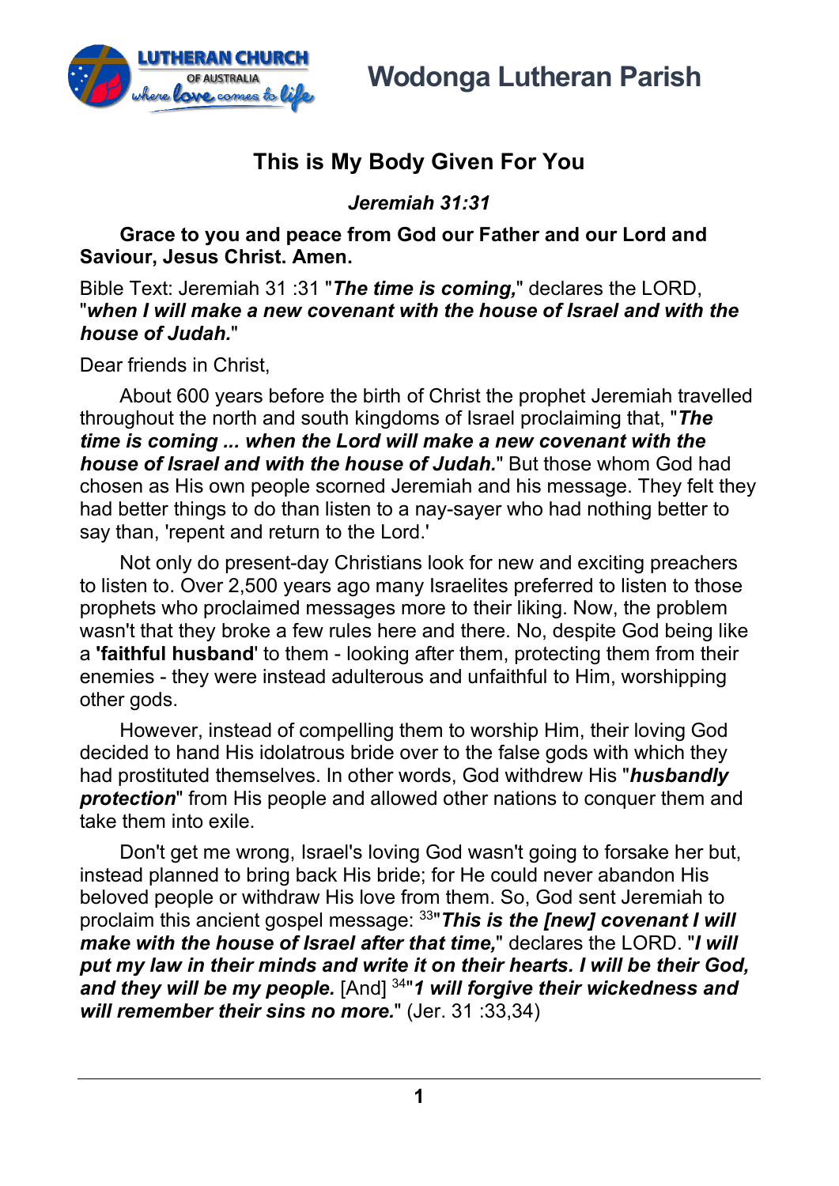# This is My Body Given For You

***Jeremiah 31:31***

**Grace to you and peace from God our Father and our Lord and Saviour, Jesus Christ. Amen.**

Bible Text: Jeremiah 31 :31 "***The time is coming,***" declares the LORD, "***when I will make a new covenant with the house of Israel and with the house of Judah.***"

Dear friends in Christ,

About 600 years before the birth of Christ the prophet Jeremiah travelled throughout the north and south kingdoms of Israel proclaiming that, "***The time is coming ... when the Lord will make a new covenant with the house of Israel and with the house of Judah.***" But those whom God had chosen as His own people scorned Jeremiah and his message. They felt they had better things to do than listen to a nay-sayer who had nothing better to say than, 'repent and return to the Lord.'

Not only do present-day Christians look for new and exciting preachers to listen to. Over 2,500 years ago many Israelites preferred to listen to those prophets who proclaimed messages more to their liking. Now, the problem wasn't that they broke a few rules here and there. No, despite God being like a **'faithful husband**' to them - looking after them, protecting them from their enemies - they were instead adulterous and unfaithful to Him, worshipping other gods.

However, instead of compelling them to worship Him, their loving God decided to hand His idolatrous bride over to the false gods with which they had prostituted themselves. In other words, God withdrew His "***husbandly protection***" from His people and allowed other nations to conquer them and take them into exile.

Don't get me wrong, Israel's loving God wasn't going to forsake her but, instead planned to bring back His bride; for He could never abandon His beloved people or withdraw His love from them. So, God sent Jeremiah to proclaim this ancient gospel message: [33]"***This is the [new] covenant I will make with the house of Israel after that time,***" declares the LORD. "***I will put my law in their minds and write it on their hearts. I will be their God, and they will be my people.*** [And] [34]"***1 will forgive their wickedness and will remember their sins no more.***" (Jer. 31 :33,34)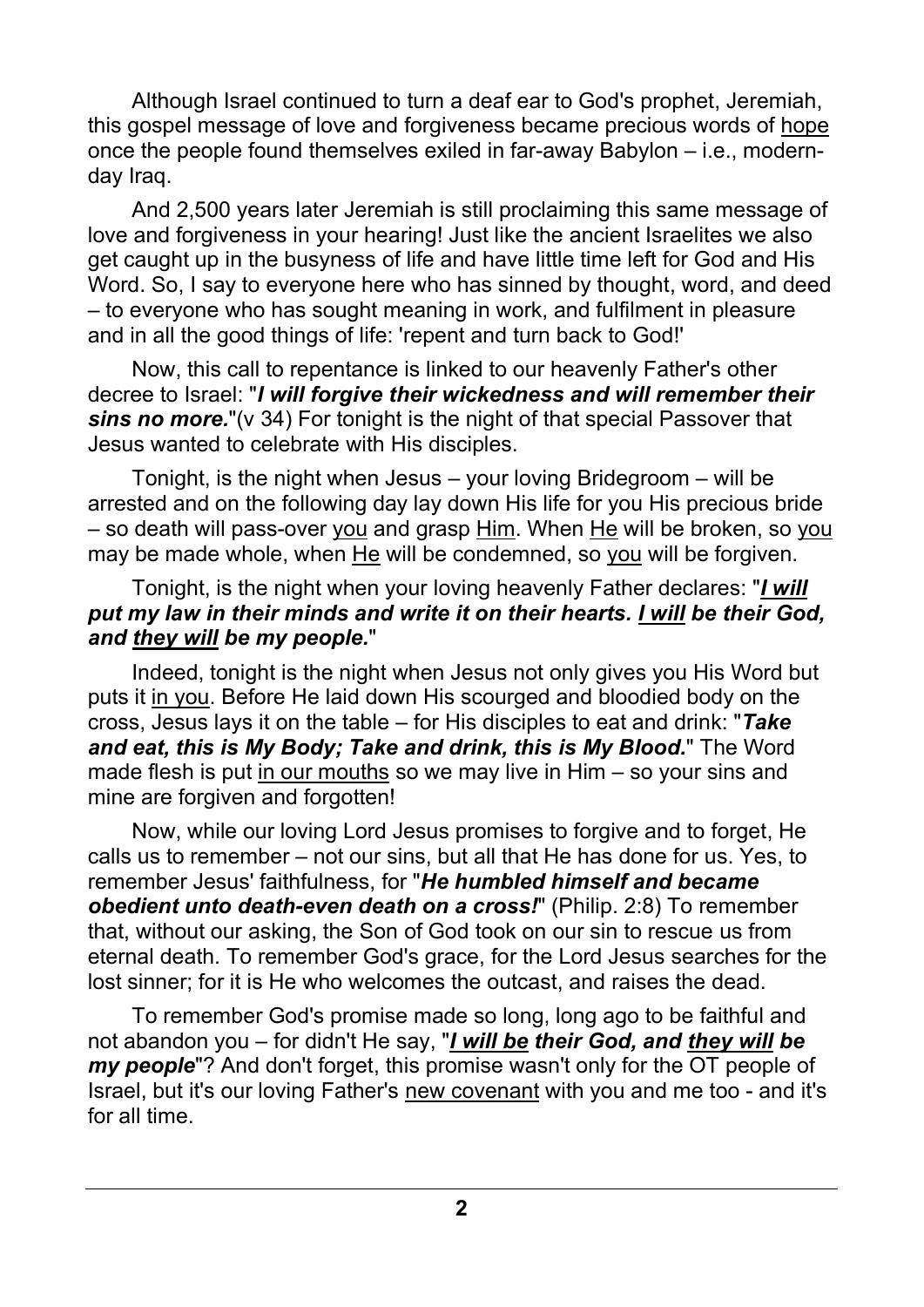Although Israel continued to turn a deaf ear to God's prophet, Jeremiah, this gospel message of love and forgiveness became precious words of hope once the people found themselves exiled in far-away Babylon – i.e., modern-day Iraq.

And 2,500 years later Jeremiah is still proclaiming this same message of love and forgiveness in your hearing! Just like the ancient Israelites we also get caught up in the busyness of life and have little time left for God and His Word. So, I say to everyone here who has sinned by thought, word, and deed – to everyone who has sought meaning in work, and fulfilment in pleasure and in all the good things of life: 'repent and turn back to God!'

Now, this call to repentance is linked to our heavenly Father's other decree to Israel: "***I will forgive their wickedness and will remember their sins no more.***"(v 34) For tonight is the night of that special Passover that Jesus wanted to celebrate with His disciples.

Tonight, is the night when Jesus – your loving Bridegroom – will be arrested and on the following day lay down His life for you His precious bride – so death will pass-over you and grasp Him. When He will be broken, so you may be made whole, when He will be condemned, so you will be forgiven.

Tonight, is the night when your loving heavenly Father declares: "***I will put my law in their minds and write it on their hearts. I will be their God, and they will be my people.***"

Indeed, tonight is the night when Jesus not only gives you His Word but puts it in you. Before He laid down His scourged and bloodied body on the cross, Jesus lays it on the table – for His disciples to eat and drink: "***Take and eat, this is My Body; Take and drink, this is My Blood.***" The Word made flesh is put in our mouths so we may live in Him – so your sins and mine are forgiven and forgotten!

Now, while our loving Lord Jesus promises to forgive and to forget, He calls us to remember – not our sins, but all that He has done for us. Yes, to remember Jesus' faithfulness, for "***He humbled himself and became obedient unto death-even death on a cross!***" (Philip. 2:8) To remember that, without our asking, the Son of God took on our sin to rescue us from eternal death. To remember God's grace, for the Lord Jesus searches for the lost sinner; for it is He who welcomes the outcast, and raises the dead.

To remember God's promise made so long, long ago to be faithful and not abandon you – for didn't He say, "***I will be their God, and they will be my people***"? And don't forget, this promise wasn't only for the OT people of Israel, but it's our loving Father's new covenant with you and me too - and it's for all time.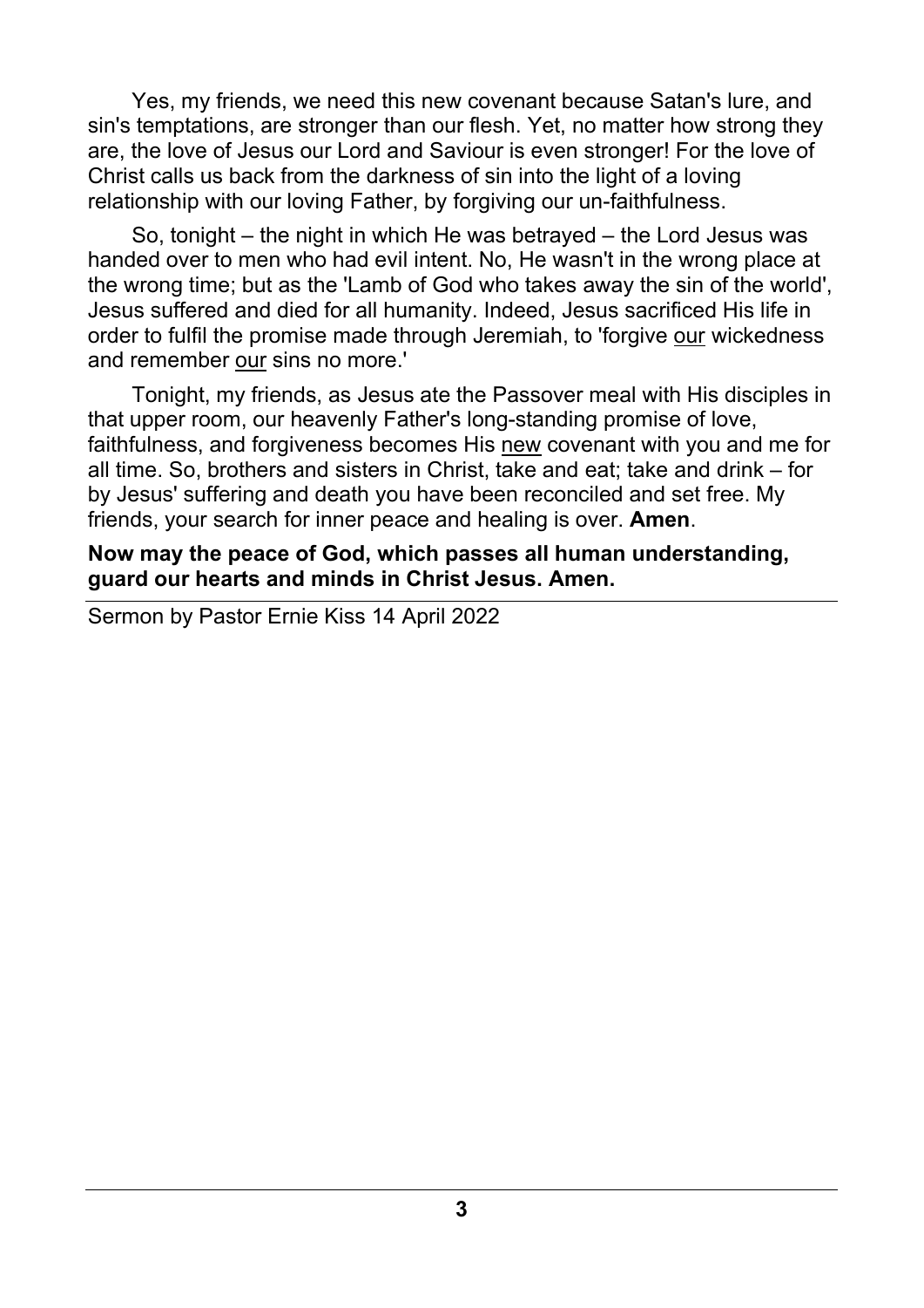Yes, my friends, we need this new covenant because Satan's lure, and sin's temptations, are stronger than our flesh. Yet, no matter how strong they are, the love of Jesus our Lord and Saviour is even stronger! For the love of Christ calls us back from the darkness of sin into the light of a loving relationship with our loving Father, by forgiving our un-faithfulness.

So, tonight – the night in which He was betrayed – the Lord Jesus was handed over to men who had evil intent. No, He wasn't in the wrong place at the wrong time; but as the 'Lamb of God who takes away the sin of the world', Jesus suffered and died for all humanity. Indeed, Jesus sacrificed His life in order to fulfil the promise made through Jeremiah, to 'forgive <u>our</u> wickedness and remember <u>our</u> sins no more.'

Tonight, my friends, as Jesus ate the Passover meal with His disciples in that upper room, our heavenly Father's long-standing promise of love, faithfulness, and forgiveness becomes His <u>new</u> covenant with you and me for all time. So, brothers and sisters in Christ, take and eat; take and drink – for by Jesus' suffering and death you have been reconciled and set free. My friends, your search for inner peace and healing is over. **Amen**.

**Now may the peace of God, which passes all human understanding, guard our hearts and minds in Christ Jesus. Amen.**

---

Sermon by Pastor Ernie Kiss 14 April 2022